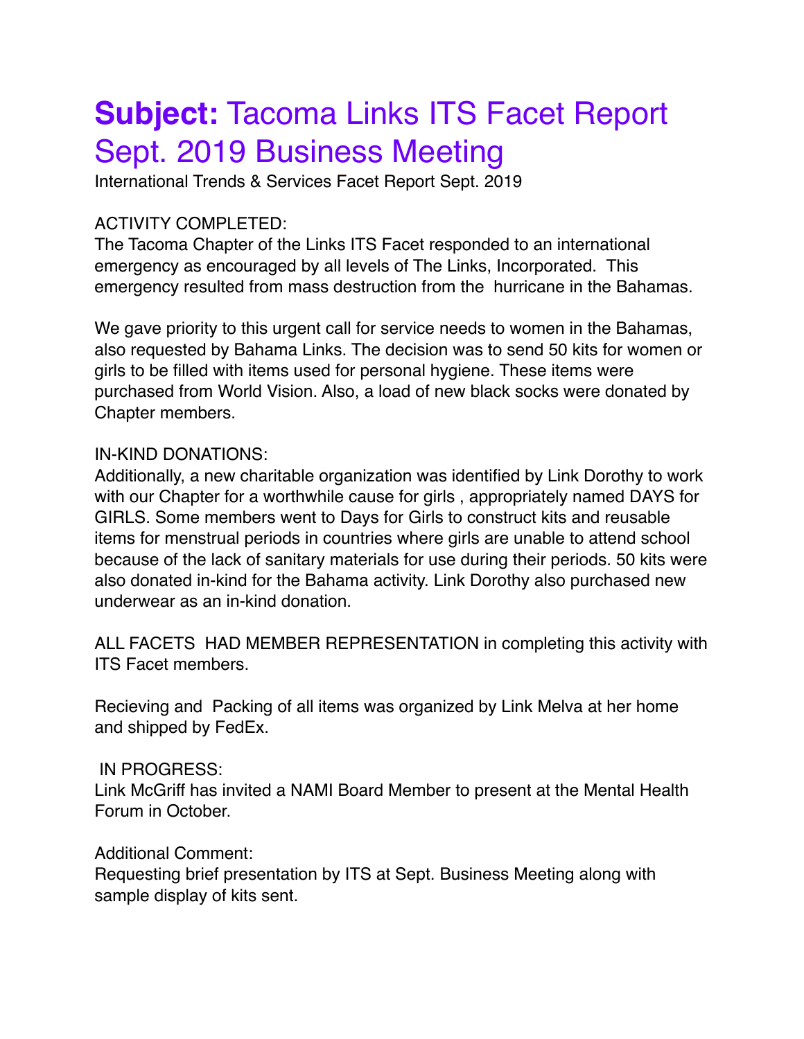# **Subject:** Tacoma Links ITS Facet Report Sept. 2019 Business Meeting

International Trends & Services Facet Report Sept. 2019

ACTIVITY COMPLETED:
The Tacoma Chapter of the Links ITS Facet responded to an international emergency as encouraged by all levels of The Links, Incorporated. This emergency resulted from mass destruction from the hurricane in the Bahamas.

We gave priority to this urgent call for service needs to women in the Bahamas, also requested by Bahama Links. The decision was to send 50 kits for women or girls to be filled with items used for personal hygiene. These items were purchased from World Vision. Also, a load of new black socks were donated by Chapter members.

IN-KIND DONATIONS:
Additionally, a new charitable organization was identified by Link Dorothy to work with our Chapter for a worthwhile cause for girls , appropriately named DAYS for GIRLS. Some members went to Days for Girls to construct kits and reusable items for menstrual periods in countries where girls are unable to attend school because of the lack of sanitary materials for use during their periods. 50 kits were also donated in-kind for the Bahama activity. Link Dorothy also purchased new underwear as an in-kind donation.

ALL FACETS HAD MEMBER REPRESENTATION in completing this activity with ITS Facet members.

Recieving and Packing of all items was organized by Link Melva at her home and shipped by FedEx.

IN PROGRESS:
Link McGriff has invited a NAMI Board Member to present at the Mental Health Forum in October.

Additional Comment:
Requesting brief presentation by ITS at Sept. Business Meeting along with sample display of kits sent.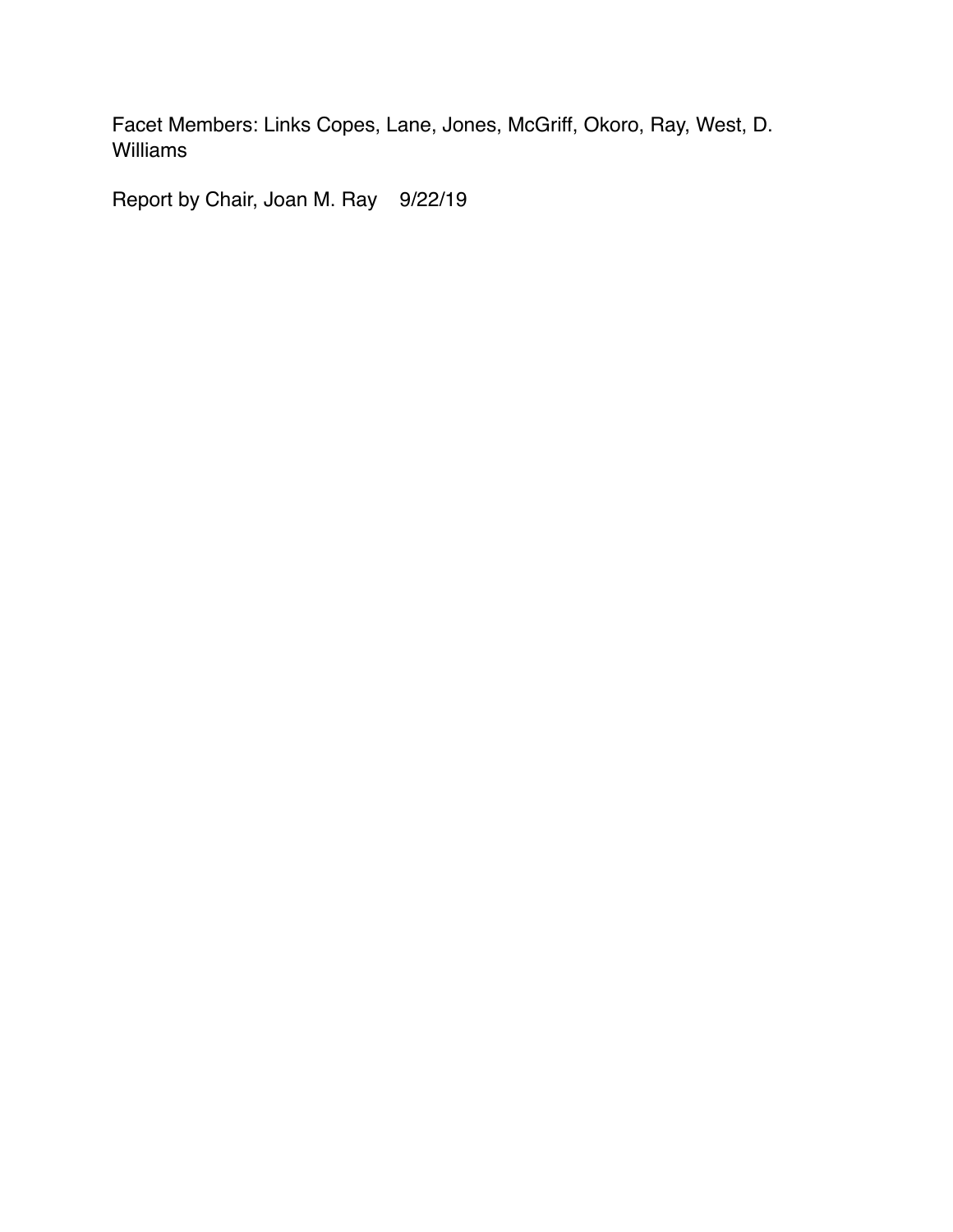Facet Members: Links Copes, Lane, Jones, McGriff, Okoro, Ray, West, D. Williams

Report by Chair, Joan M. Ray 9/22/19